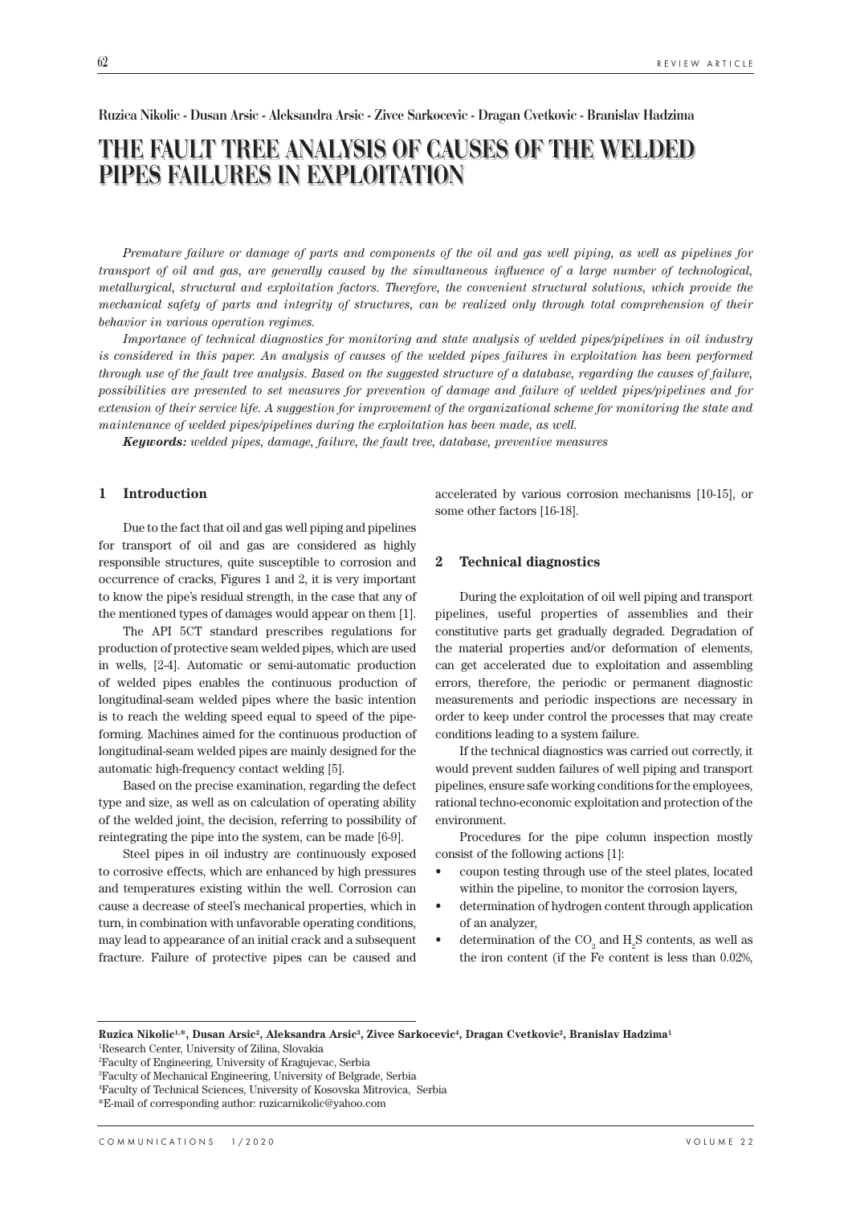Ruzica Nikolic - Dusan Arsic - Aleksandra Arsic - Zivce Sarkocevic - Dragan Cvetkovic - Branislav Hadzima

# THE FAULT TREE ANALYSIS OF CAUSES OF THE WELDED PIPES FAILURES IN EXPLOITATION

*Premature failure or damage of parts and components of the oil and gas well piping, as well as pipelines for transport of oil and gas, are generally caused by the simultaneous influence of a large number of technological, metallurgical, structural and exploitation factors. Therefore, the convenient structural solutions, which provide the mechanical safety of parts and integrity of structures, can be realized only through total comprehension of their behavior in various operation regimes.*

*Importance of technical diagnostics for monitoring and state analysis of welded pipes/pipelines in oil industry is considered in this paper. An analysis of causes of the welded pipes failures in exploitation has been performed through use of the fault tree analysis. Based on the suggested structure of a database, regarding the causes of failure, possibilities are presented to set measures for prevention of damage and failure of welded pipes/pipelines and for extension of their service life. A suggestion for improvement of the organizational scheme for monitoring the state and maintenance of welded pipes/pipelines during the exploitation has been made, as well.*

***Keywords:*** *welded pipes, damage, failure, the fault tree, database, preventive measures*

## 1 Introduction

Due to the fact that oil and gas well piping and pipelines for transport of oil and gas are considered as highly responsible structures, quite susceptible to corrosion and occurrence of cracks, Figures 1 and 2, it is very important to know the pipe's residual strength, in the case that any of the mentioned types of damages would appear on them [1].

The API 5CT standard prescribes regulations for production of protective seam welded pipes, which are used in wells, [2-4]. Automatic or semi-automatic production of welded pipes enables the continuous production of longitudinal-seam welded pipes where the basic intention is to reach the welding speed equal to speed of the pipe-forming. Machines aimed for the continuous production of longitudinal-seam welded pipes are mainly designed for the automatic high-frequency contact welding [5].

Based on the precise examination, regarding the defect type and size, as well as on calculation of operating ability of the welded joint, the decision, referring to possibility of reintegrating the pipe into the system, can be made [6-9].

Steel pipes in oil industry are continuously exposed to corrosive effects, which are enhanced by high pressures and temperatures existing within the well. Corrosion can cause a decrease of steel's mechanical properties, which in turn, in combination with unfavorable operating conditions, may lead to appearance of an initial crack and a subsequent fracture. Failure of protective pipes can be caused and accelerated by various corrosion mechanisms [10-15], or some other factors [16-18].

## 2 Technical diagnostics

During the exploitation of oil well piping and transport pipelines, useful properties of assemblies and their constitutive parts get gradually degraded. Degradation of the material properties and/or deformation of elements, can get accelerated due to exploitation and assembling errors, therefore, the periodic or permanent diagnostic measurements and periodic inspections are necessary in order to keep under control the processes that may create conditions leading to a system failure.

If the technical diagnostics was carried out correctly, it would prevent sudden failures of well piping and transport pipelines, ensure safe working conditions for the employees, rational techno-economic exploitation and protection of the environment.

Procedures for the pipe column inspection mostly consist of the following actions [1]:

- coupon testing through use of the steel plates, located within the pipeline, to monitor the corrosion layers,
- determination of hydrogen content through application of an analyzer,
- determination of the $CO_2$ and $H_2S$ contents, as well as the iron content (if the Fe content is less than 0.02%,

---

**Ruzica Nikolic[1,*], Dusan Arsic[2], Aleksandra Arsic[3], Zivce Sarkocevic[4], Dragan Cvetkovic[2], Branislav Hadzima[1]**

[1]Research Center, University of Zilina, Slovakia

[2]Faculty of Engineering, University of Kragujevac, Serbia

[3]Faculty of Mechanical Engineering, University of Belgrade, Serbia

[4]Faculty of Technical Sciences, University of Kosovska Mitrovica, Serbia

*E-mail of corresponding author: ruzicarnikolic@yahoo.com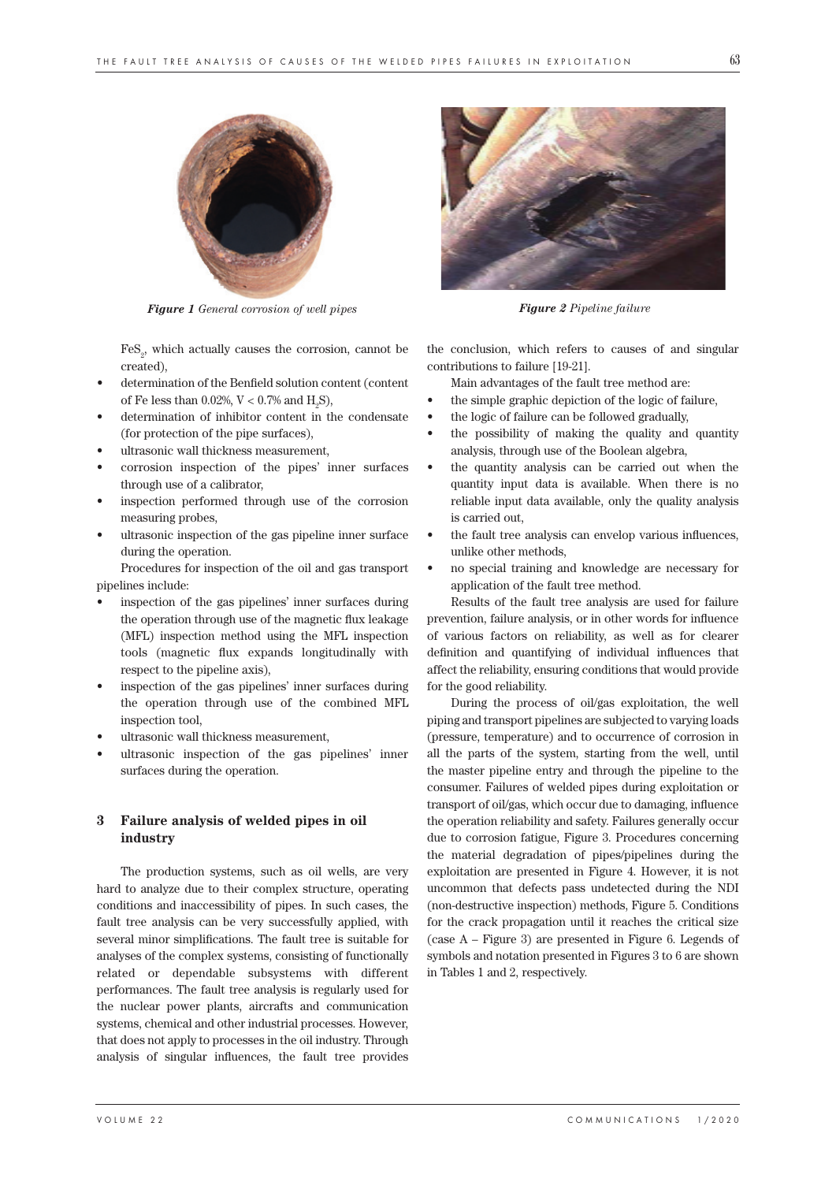*Figure 1* *General corrosion of well pipes*

*Figure 2* *Pipeline failure*

$FeS_2$, which actually causes the corrosion, cannot be created),

- determination of the Benfield solution content (content of Fe less than 0.02%, V < 0.7% and $H_2S$),
- determination of inhibitor content in the condensate (for protection of the pipe surfaces),
- ultrasonic wall thickness measurement,
- corrosion inspection of the pipes' inner surfaces through use of a calibrator,
- inspection performed through use of the corrosion measuring probes,
- ultrasonic inspection of the gas pipeline inner surface during the operation.

Procedures for inspection of the oil and gas transport pipelines include:

- inspection of the gas pipelines' inner surfaces during the operation through use of the magnetic flux leakage (MFL) inspection method using the MFL inspection tools (magnetic flux expands longitudinally with respect to the pipeline axis),
- inspection of the gas pipelines' inner surfaces during the operation through use of the combined MFL inspection tool,
- ultrasonic wall thickness measurement,
- ultrasonic inspection of the gas pipelines' inner surfaces during the operation.

## 3 Failure analysis of welded pipes in oil industry

The production systems, such as oil wells, are very hard to analyze due to their complex structure, operating conditions and inaccessibility of pipes. In such cases, the fault tree analysis can be very successfully applied, with several minor simplifications. The fault tree is suitable for analyses of the complex systems, consisting of functionally related or dependable subsystems with different performances. The fault tree analysis is regularly used for the nuclear power plants, aircrafts and communication systems, chemical and other industrial processes. However, that does not apply to processes in the oil industry. Through analysis of singular influences, the fault tree provides the conclusion, which refers to causes of and singular contributions to failure [19-21].

Main advantages of the fault tree method are:

- the simple graphic depiction of the logic of failure,
- the logic of failure can be followed gradually,
- the possibility of making the quality and quantity analysis, through use of the Boolean algebra,
- the quantity analysis can be carried out when the quantity input data is available. When there is no reliable input data available, only the quality analysis is carried out,
- the fault tree analysis can envelop various influences, unlike other methods,
- no special training and knowledge are necessary for application of the fault tree method.

Results of the fault tree analysis are used for failure prevention, failure analysis, or in other words for influence of various factors on reliability, as well as for clearer definition and quantifying of individual influences that affect the reliability, ensuring conditions that would provide for the good reliability.

During the process of oil/gas exploitation, the well piping and transport pipelines are subjected to varying loads (pressure, temperature) and to occurrence of corrosion in all the parts of the system, starting from the well, until the master pipeline entry and through the pipeline to the consumer. Failures of welded pipes during exploitation or transport of oil/gas, which occur due to damaging, influence the operation reliability and safety. Failures generally occur due to corrosion fatigue, Figure 3. Procedures concerning the material degradation of pipes/pipelines during the exploitation are presented in Figure 4. However, it is not uncommon that defects pass undetected during the NDI (non-destructive inspection) methods, Figure 5. Conditions for the crack propagation until it reaches the critical size (case A – Figure 3) are presented in Figure 6. Legends of symbols and notation presented in Figures 3 to 6 are shown in Tables 1 and 2, respectively.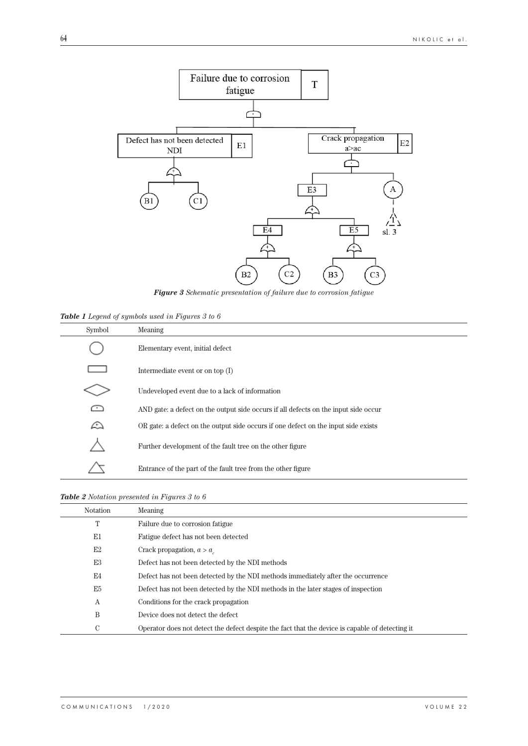Figure 3 *Schematic presentation of failure due to corrosion fatigue*

***Table 1*** *Legend of symbols used in Figures 3 to 6*

| Symbol | Meaning |
|---|---|
| ◯ | Elementary event, initial defect |
| ▭ | Intermediate event or on top (I) |
| ◇ | Undeveloped event due to a lack of information |
| AND gate symbol | AND gate: a defect on the output side occurs if all defects on the input side occur |
| OR gate symbol | OR gate: a defect on the output side occurs if one defect on the input side exists |
| △ | Further development of the fault tree on the other figure |
| △ (entrance) | Entrance of the part of the fault tree from the other figure |

***Table 2*** *Notation presented in Figures 3 to 6*

| Notation | Meaning |
|---|---|
| T | Failure due to corrosion fatigue |
| E1 | Fatigue defect has not been detected |
| E2 | Crack propagation, $a > a_c$ |
| E3 | Defect has not been detected by the NDI methods |
| E4 | Defect has not been detected by the NDI methods immediately after the occurrence |
| E5 | Defect has not been detected by the NDI methods in the later stages of inspection |
| A | Conditions for the crack propagation |
| B | Device does not detect the defect |
| C | Operator does not detect the defect despite the fact that the device is capable of detecting it |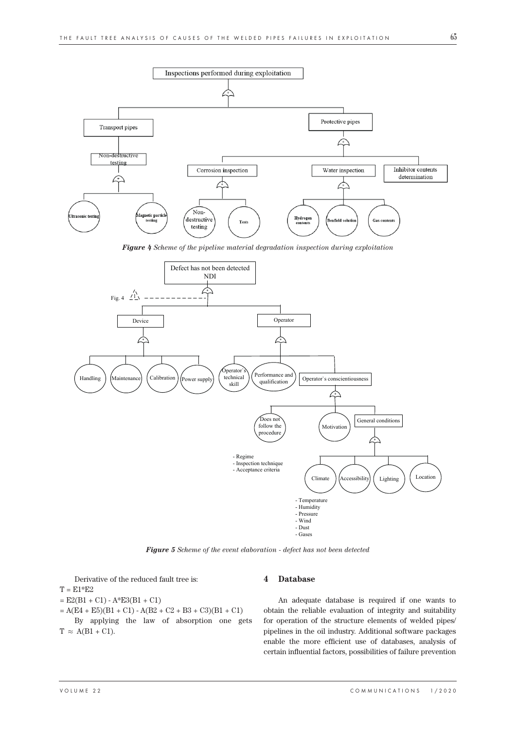Inspections performed during exploitation

Transport pipes

Non-destructive testing

Ultrasonic testing

Magnetic particle testing

Protective pipes

Corrosion inspection

Non-destructive testing

Tests

Water inspection

Hydrogen contents

Benfield solution

Gas contents

Inhibitor contents determination

***Figure 4*** *Scheme of the pipeline material degradation inspection during exploitation*

Defect has not been detected NDI

Fig. 4

Device

Handling

Maintenance

Calibration

Power supply

Operator

Operator`s technical skill

Performance and qualification

Operator`s conscientiousness

Does not follow the procedure

- Regime
- Inspection technique
- Acceptance criteria

Motivation

General conditions

Climate

- Temperature
- Humidity
- Pressure
- Wind
- Dust
- Gases

Accessibility

Lighting

Location

***Figure 5*** *Scheme of the event elaboration - defect has not been detected*

Derivative of the reduced fault tree is:

T = E1*E2

= E2(B1 + C1) - A*E3(B1 + C1)

= A(E4 + E5)(B1 + C1) - A(B2 + C2 + B3 + C3)(B1 + C1)

By applying the law of absorption one gets T $\approx$ A(B1 + C1).

## 4 Database

An adequate database is required if one wants to obtain the reliable evaluation of integrity and suitability for operation of the structure elements of welded pipes/pipelines in the oil industry. Additional software packages enable the more efficient use of databases, analysis of certain influential factors, possibilities of failure prevention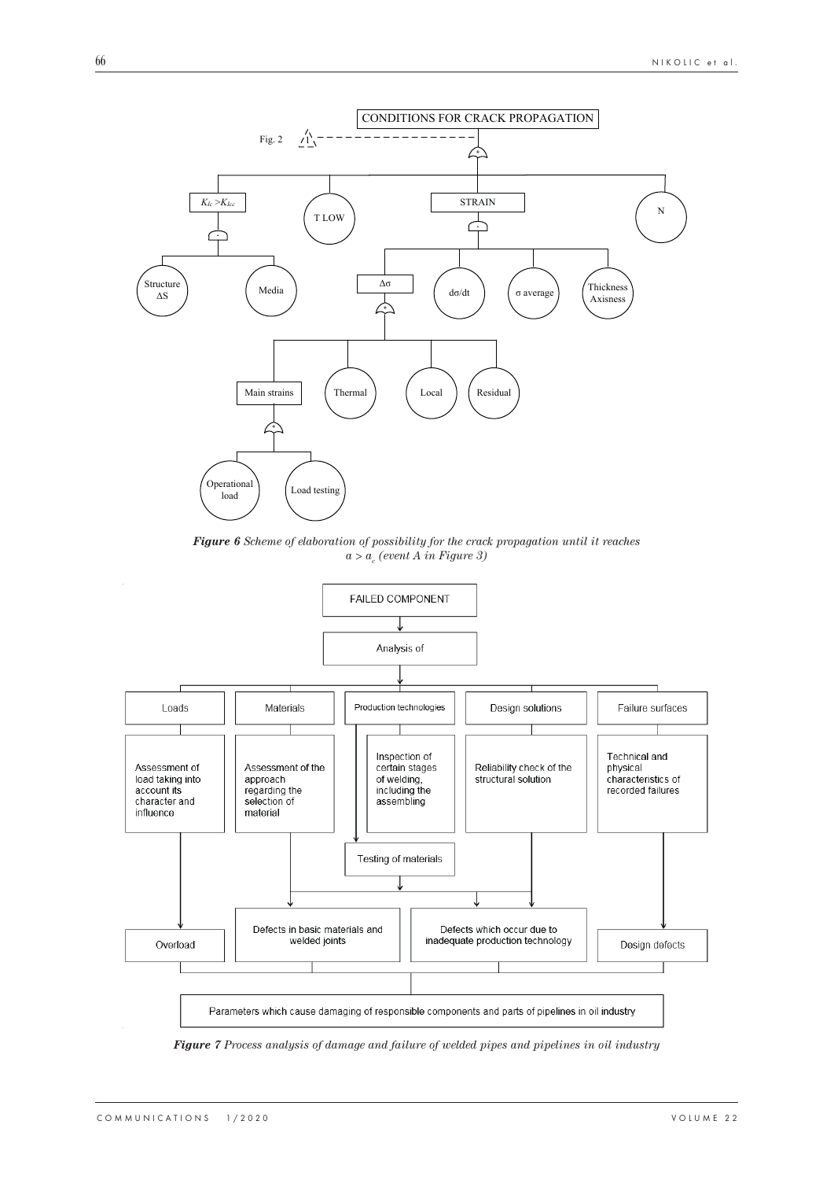***Figure 6*** *Scheme of elaboration of possibility for the crack propagation until it reaches $a > a_c$ (event A in Figure 3)*

***Figure 7*** *Process analysis of damage and failure of welded pipes and pipelines in oil industry*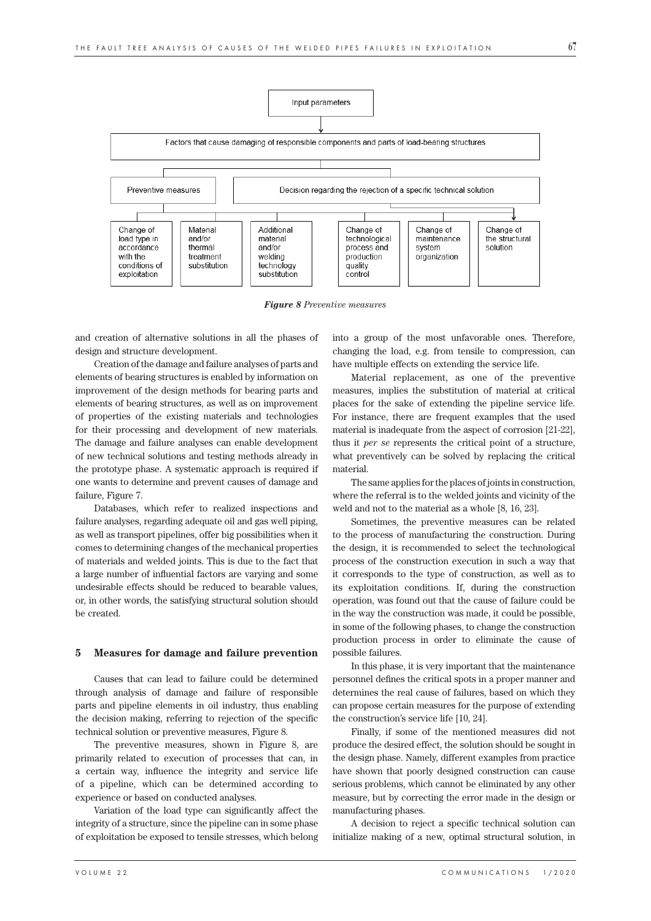Input parameters

Factors that cause damaging of responsible components and parts of load-bearing structures

Preventive measures

Decision regarding the rejection of a specific technical solution

Change of load type in accordance with the conditions of exploitation

Material and/or thermal treatment substitution

Additional material and/or welding technology substitution

Change of technological process and production quality control

Change of maintenance system organization

Change of the structural solution

***Figure 8*** *Preventive measures*

and creation of alternative solutions in all the phases of design and structure development.

Creation of the damage and failure analyses of parts and elements of bearing structures is enabled by information on improvement of the design methods for bearing parts and elements of bearing structures, as well as on improvement of properties of the existing materials and technologies for their processing and development of new materials. The damage and failure analyses can enable development of new technical solutions and testing methods already in the prototype phase. A systematic approach is required if one wants to determine and prevent causes of damage and failure, Figure 7.

Databases, which refer to realized inspections and failure analyses, regarding adequate oil and gas well piping, as well as transport pipelines, offer big possibilities when it comes to determining changes of the mechanical properties of materials and welded joints. This is due to the fact that a large number of influential factors are varying and some undesirable effects should be reduced to bearable values, or, in other words, the satisfying structural solution should be created.

## 5 Measures for damage and failure prevention

Causes that can lead to failure could be determined through analysis of damage and failure of responsible parts and pipeline elements in oil industry, thus enabling the decision making, referring to rejection of the specific technical solution or preventive measures, Figure 8.

The preventive measures, shown in Figure 8, are primarily related to execution of processes that can, in a certain way, influence the integrity and service life of a pipeline, which can be determined according to experience or based on conducted analyses.

Variation of the load type can significantly affect the integrity of a structure, since the pipeline can in some phase of exploitation be exposed to tensile stresses, which belong into a group of the most unfavorable ones. Therefore, changing the load, e.g. from tensile to compression, can have multiple effects on extending the service life.

Material replacement, as one of the preventive measures, implies the substitution of material at critical places for the sake of extending the pipeline service life. For instance, there are frequent examples that the used material is inadequate from the aspect of corrosion [21-22], thus it *per se* represents the critical point of a structure, what preventively can be solved by replacing the critical material.

The same applies for the places of joints in construction, where the referral is to the welded joints and vicinity of the weld and not to the material as a whole [8, 16, 23].

Sometimes, the preventive measures can be related to the process of manufacturing the construction. During the design, it is recommended to select the technological process of the construction execution in such a way that it corresponds to the type of construction, as well as to its exploitation conditions. If, during the construction operation, was found out that the cause of failure could be in the way the construction was made, it could be possible, in some of the following phases, to change the construction production process in order to eliminate the cause of possible failures.

In this phase, it is very important that the maintenance personnel defines the critical spots in a proper manner and determines the real cause of failures, based on which they can propose certain measures for the purpose of extending the construction's service life [10, 24].

Finally, if some of the mentioned measures did not produce the desired effect, the solution should be sought in the design phase. Namely, different examples from practice have shown that poorly designed construction can cause serious problems, which cannot be eliminated by any other measure, but by correcting the error made in the design or manufacturing phases.

A decision to reject a specific technical solution can initialize making of a new, optimal structural solution, in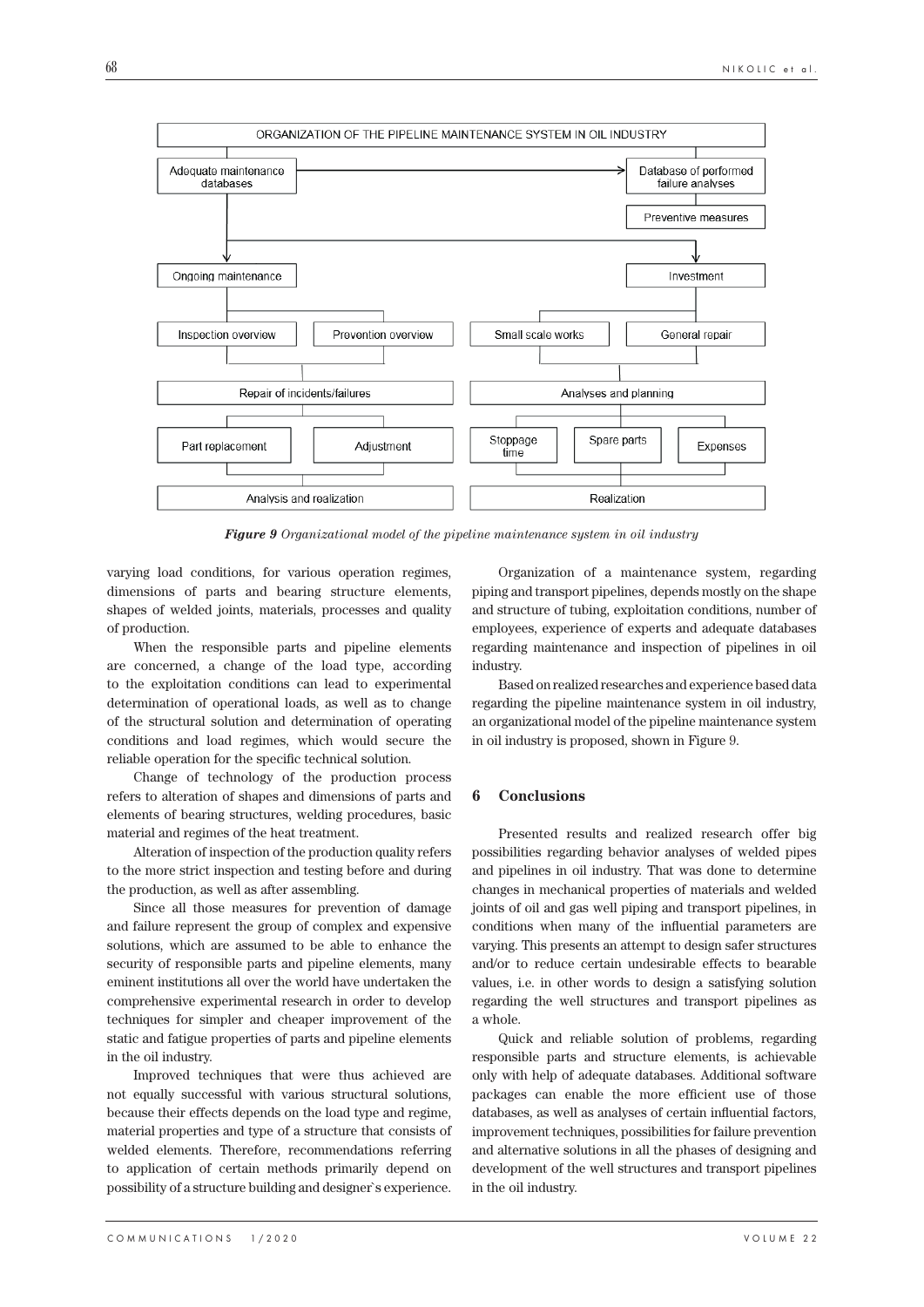**Figure 9** *Organizational model of the pipeline maintenance system in oil industry*

varying load conditions, for various operation regimes, dimensions of parts and bearing structure elements, shapes of welded joints, materials, processes and quality of production.

When the responsible parts and pipeline elements are concerned, a change of the load type, according to the exploitation conditions can lead to experimental determination of operational loads, as well as to change of the structural solution and determination of operating conditions and load regimes, which would secure the reliable operation for the specific technical solution.

Change of technology of the production process refers to alteration of shapes and dimensions of parts and elements of bearing structures, welding procedures, basic material and regimes of the heat treatment.

Alteration of inspection of the production quality refers to the more strict inspection and testing before and during the production, as well as after assembling.

Since all those measures for prevention of damage and failure represent the group of complex and expensive solutions, which are assumed to be able to enhance the security of responsible parts and pipeline elements, many eminent institutions all over the world have undertaken the comprehensive experimental research in order to develop techniques for simpler and cheaper improvement of the static and fatigue properties of parts and pipeline elements in the oil industry.

Improved techniques that were thus achieved are not equally successful with various structural solutions, because their effects depends on the load type and regime, material properties and type of a structure that consists of welded elements. Therefore, recommendations referring to application of certain methods primarily depend on possibility of a structure building and designer`s experience.

Organization of a maintenance system, regarding piping and transport pipelines, depends mostly on the shape and structure of tubing, exploitation conditions, number of employees, experience of experts and adequate databases regarding maintenance and inspection of pipelines in oil industry.

Based on realized researches and experience based data regarding the pipeline maintenance system in oil industry, an organizational model of the pipeline maintenance system in oil industry is proposed, shown in Figure 9.

## 6 Conclusions

Presented results and realized research offer big possibilities regarding behavior analyses of welded pipes and pipelines in oil industry. That was done to determine changes in mechanical properties of materials and welded joints of oil and gas well piping and transport pipelines, in conditions when many of the influential parameters are varying. This presents an attempt to design safer structures and/or to reduce certain undesirable effects to bearable values, i.e. in other words to design a satisfying solution regarding the well structures and transport pipelines as a whole.

Quick and reliable solution of problems, regarding responsible parts and structure elements, is achievable only with help of adequate databases. Additional software packages can enable the more efficient use of those databases, as well as analyses of certain influential factors, improvement techniques, possibilities for failure prevention and alternative solutions in all the phases of designing and development of the well structures and transport pipelines in the oil industry.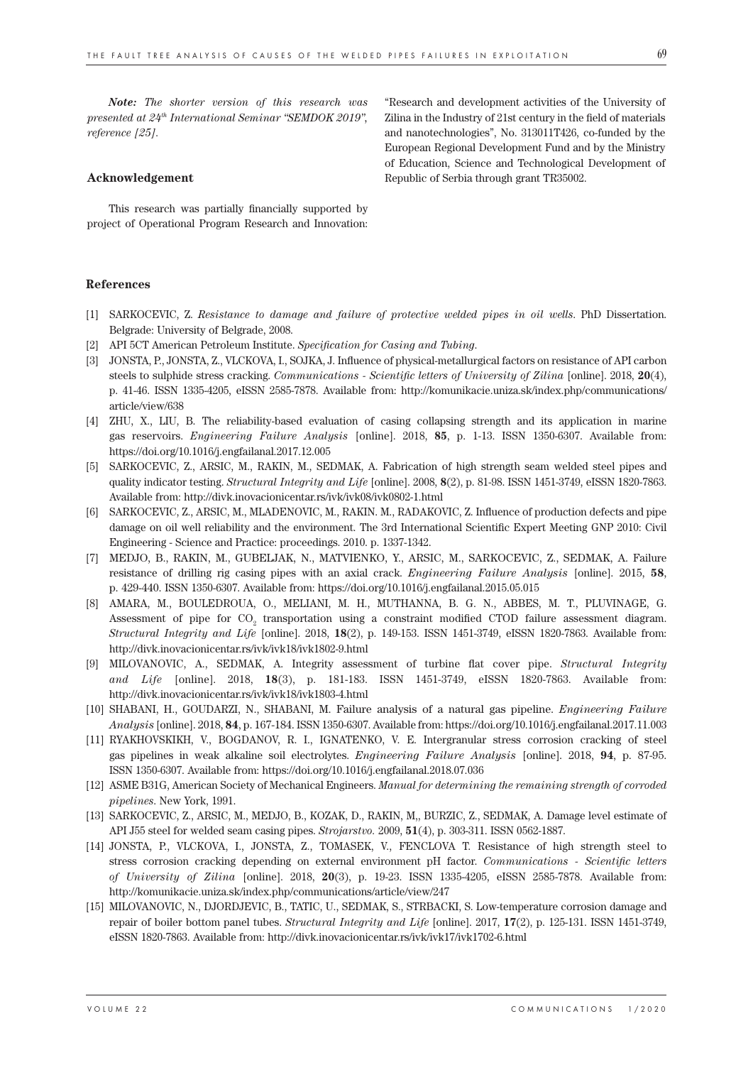*Note: The shorter version of this research was presented at 24th International Seminar "SEMDOK 2019", reference [25].*

## Acknowledgement

This research was partially financially supported by project of Operational Program Research and Innovation: "Research and development activities of the University of Zilina in the Industry of 21st century in the field of materials and nanotechnologies", No. 313011T426, co-funded by the European Regional Development Fund and by the Ministry of Education, Science and Technological Development of Republic of Serbia through grant TR35002.

## References

[1] SARKOCEVIC, Z. *Resistance to damage and failure of protective welded pipes in oil wells*. PhD Dissertation. Belgrade: University of Belgrade, 2008.

[2] API 5CT American Petroleum Institute. *Specification for Casing and Tubing*.

[3] JONSTA, P., JONSTA, Z., VLCKOVA, I., SOJKA, J. Influence of physical-metallurgical factors on resistance of API carbon steels to sulphide stress cracking. *Communications - Scientific letters of University of Zilina* [online]. 2018, **20**(4), p. 41-46. ISSN 1335-4205, eISSN 2585-7878. Available from: http://komunikacie.uniza.sk/index.php/communications/article/view/638

[4] ZHU, X., LIU, B. The reliability-based evaluation of casing collapsing strength and its application in marine gas reservoirs. *Engineering Failure Analysis* [online]. 2018, **85**, p. 1-13. ISSN 1350-6307. Available from: https://doi.org/10.1016/j.engfailanal.2017.12.005

[5] SARKOCEVIC, Z., ARSIC, M., RAKIN, M., SEDMAK, A. Fabrication of high strength seam welded steel pipes and quality indicator testing. *Structural Integrity and Life* [online]. 2008, **8**(2), p. 81-98. ISSN 1451-3749, eISSN 1820-7863. Available from: http://divk.inovacionicentar.rs/ivk/ivk08/ivk0802-1.html

[6] SARKOCEVIC, Z., ARSIC, M., MLADENOVIC, M., RAKIN. M., RADAKOVIC, Z. Influence of production defects and pipe damage on oil well reliability and the environment. The 3rd International Scientific Expert Meeting GNP 2010: Civil Engineering - Science and Practice: proceedings. 2010. p. 1337-1342.

[7] MEDJO, B., RAKIN, M., GUBELJAK, N., MATVIENKO, Y., ARSIC, M., SARKOCEVIC, Z., SEDMAK, A. Failure resistance of drilling rig casing pipes with an axial crack. *Engineering Failure Analysis* [online]. 2015, **58**, p. 429-440. ISSN 1350-6307. Available from: https://doi.org/10.1016/j.engfailanal.2015.05.015

[8] AMARA, M., BOULEDROUA, O., MELIANI, M. H., MUTHANNA, B. G. N., ABBES, M. T., PLUVINAGE, G. Assessment of pipe for $CO_2$ transportation using a constraint modified CTOD failure assessment diagram. *Structural Integrity and Life* [online]. 2018, **18**(2), p. 149-153. ISSN 1451-3749, eISSN 1820-7863. Available from: http://divk.inovacionicentar.rs/ivk/ivk18/ivk1802-9.html

[9] MILOVANOVIC, A., SEDMAK, A. Integrity assessment of turbine flat cover pipe. *Structural Integrity and Life* [online]. 2018, **18**(3), p. 181-183. ISSN 1451-3749, eISSN 1820-7863. Available from: http://divk.inovacionicentar.rs/ivk/ivk18/ivk1803-4.html

[10] SHABANI, H., GOUDARZI, N., SHABANI, M. Failure analysis of a natural gas pipeline. *Engineering Failure Analysis* [online]. 2018, **84**, p. 167-184. ISSN 1350-6307. Available from: https://doi.org/10.1016/j.engfailanal.2017.11.003

[11] RYAKHOVSKIKH, V., BOGDANOV, R. I., IGNATENKO, V. E. Intergranular stress corrosion cracking of steel gas pipelines in weak alkaline soil electrolytes. *Engineering Failure Analysis* [online]. 2018, **94**, p. 87-95. ISSN 1350-6307. Available from: https://doi.org/10.1016/j.engfailanal.2018.07.036

[12] ASME B31G, American Society of Mechanical Engineers. *Manual for determining the remaining strength of corroded pipelines*. New York, 1991.

[13] SARKOCEVIC, Z., ARSIC, M., MEDJO, B., KOZAK, D., RAKIN, M,, BURZIC, Z., SEDMAK, A. Damage level estimate of API J55 steel for welded seam casing pipes. *Strojarstvo*. 2009, **51**(4), p. 303-311. ISSN 0562-1887.

[14] JONSTA, P., VLCKOVA, I., JONSTA, Z., TOMASEK, V., FENCLOVA T. Resistance of high strength steel to stress corrosion cracking depending on external environment pH factor. *Communications - Scientific letters of University of Zilina* [online]. 2018, **20**(3), p. 19-23. ISSN 1335-4205, eISSN 2585-7878. Available from: http://komunikacie.uniza.sk/index.php/communications/article/view/247

[15] MILOVANOVIC, N., DJORDJEVIC, B., TATIC, U., SEDMAK, S., STRBACKI, S. Low-temperature corrosion damage and repair of boiler bottom panel tubes. *Structural Integrity and Life* [online]. 2017, **17**(2), p. 125-131. ISSN 1451-3749, eISSN 1820-7863. Available from: http://divk.inovacionicentar.rs/ivk/ivk17/ivk1702-6.html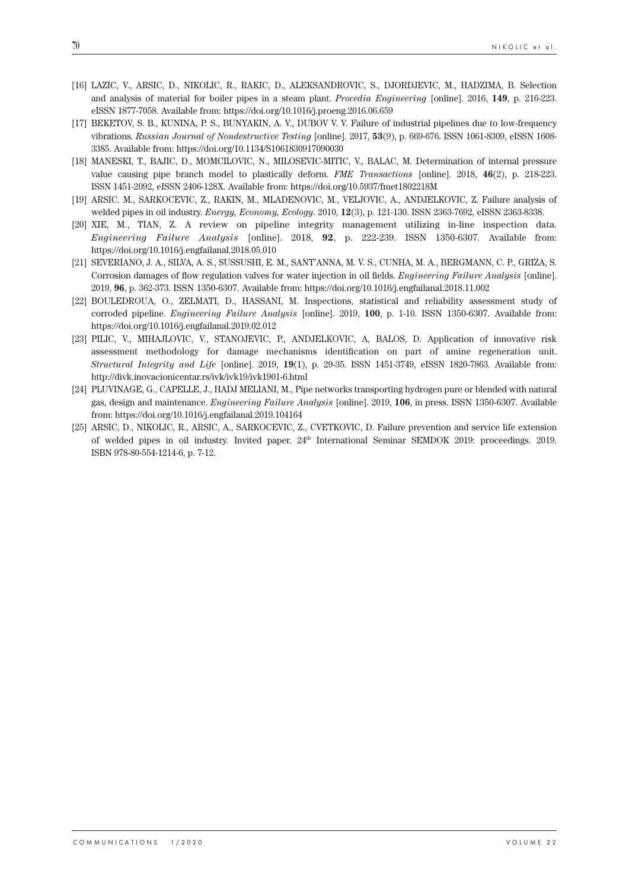[16] LAZIC, V., ARSIC, D., NIKOLIC, R., RAKIC, D., ALEKSANDROVIC, S., DJORDJEVIC, M., HADZIMA, B. Selection and analysis of material for boiler pipes in a steam plant. *Procedia Engineering* [online]. 2016, **149**, p. 216-223. eISSN 1877-7058. Available from: https://doi.org/10.1016/j.proeng.2016.06.659

[17] BEKETOV, S. B., KUNINA, P. S., BUNYAKIN, A. V., DUBOV V. V. Failure of industrial pipelines due to low-frequency vibrations. *Russian Journal of Nondestructive Testing* [online]. 2017, **53**(9), p. 669-676. ISSN 1061-8309, eISSN 1608-3385. Available from: https://doi.org/10.1134/S1061830917090030

[18] MANESKI, T., BAJIC, D., MOMCILOVIC, N., MILOSEVIC-MITIC, V., BALAC, M. Determination of internal pressure value causing pipe branch model to plastically deform. *FME Transactions* [online]. 2018, **46**(2), p. 218-223. ISSN 1451-2092, eISSN 2406-128X. Available from: https://doi.org/10.5937/fmet1802218M

[19] ARSIC. M., SARKOCEVIC, Z., RAKIN, M., MLADENOVIC, M., VELJOVIC, A., ANDJELKOVIC, Z. Failure analysis of welded pipes in oil industry. *Energy, Economy, Ecology*. 2010, **12**(3), p. 121-130. ISSN 2363-7692, eISSN 2363-8338.

[20] XIE, M., TIAN, Z. A review on pipeline integrity management utilizing in-line inspection data. *Engineering Failure Analysis* [online]. 2018, **92**, p. 222-239. ISSN 1350-6307. Available from: https://doi.org/10.1016/j.engfailanal.2018.05.010

[21] SEVERIANO, J. A., SILVA, A. S., SUSSUSHI, E. M., SANT'ANNA, M. V. S., CUNHA, M. A., BERGMANN, C. P., GRIZA, S. Corrosion damages of flow regulation valves for water injection in oil fields. *Engineering Failure Analysis* [online]. 2019, **96**, p. 362-373. ISSN 1350-6307. Available from: https://doi.org/10.1016/j.engfailanal.2018.11.002

[22] BOULEDROUA, O., ZELMATI, D., HASSANI, M. Inspections, statistical and reliability assessment study of corroded pipeline. *Engineering Failure Analysis* [online]. 2019, **100**, p. 1-10. ISSN 1350-6307. Available from: https://doi.org/10.1016/j.engfailanal.2019.02.012

[23] PILIC, V., MIHAJLOVIC, V., STANOJEVIC, P., ANDJELKOVIC, A, BALOS, D. Application of innovative risk assessment methodology for damage mechanisms identification on part of amine regeneration unit. *Structural Integrity and Life* [online]. 2019, **19**(1), p. 29-35. ISSN 1451-3749, eISSN 1820-7863. Available from: http://divk.inovacionicentar.rs/ivk/ivk19/ivk1901-6.html

[24] PLUVINAGE, G., CAPELLE, J., HADJ MELIANI, M., Pipe networks transporting hydrogen pure or blended with natural gas, design and maintenance. *Engineering Failure Analysis* [online]. 2019, **106**, in press. ISSN 1350-6307. Available from: https://doi.org/10.1016/j.engfailanal.2019.104164

[25] ARSIC, D., NIKOLIC, R., ARSIC, A., SARKOCEVIC, Z., CVETKOVIC, D. Failure prevention and service life extension of welded pipes in oil industry. Invited paper. 24th International Seminar SEMDOK 2019: proceedings. 2019. ISBN 978-80-554-1214-6, p. 7-12.